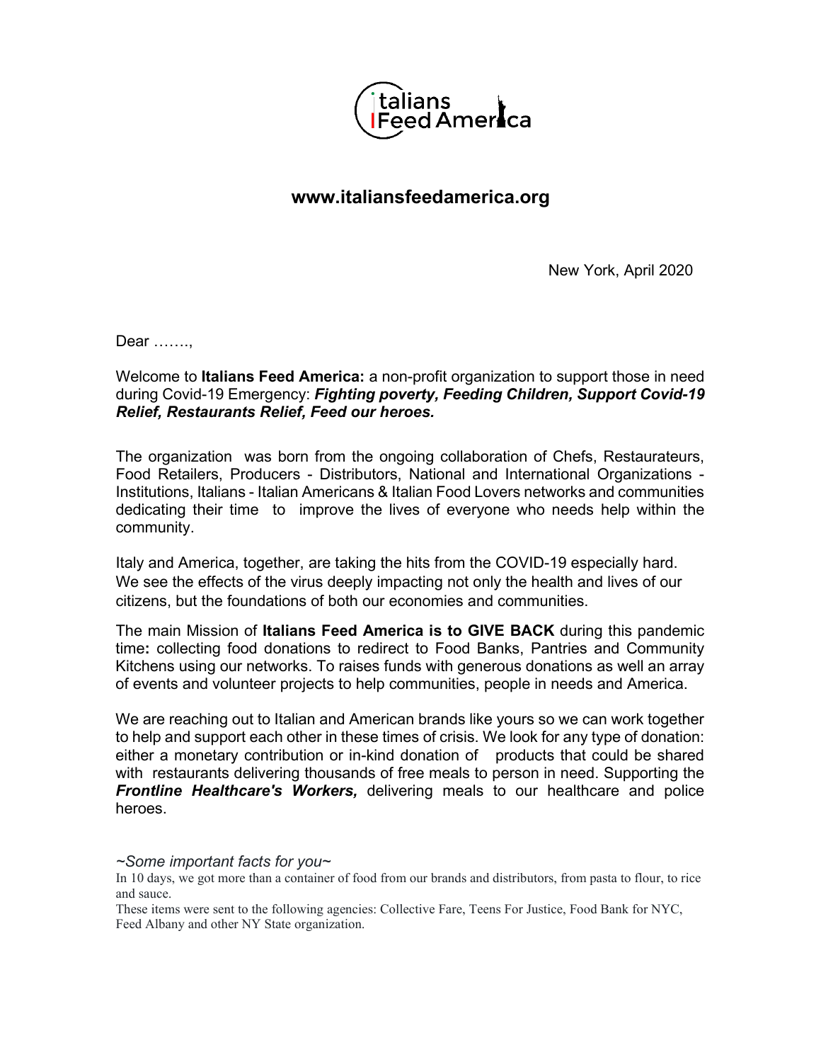Italians Feed America

**www.italiansfeedamerica.org**

New York, April 2020

Dear …….,

Welcome to **Italians Feed America:** a non-profit organization to support those in need during Covid-19 Emergency: ***Fighting poverty, Feeding Children, Support Covid-19 Relief, Restaurants Relief, Feed our heroes.***

The organization was born from the ongoing collaboration of Chefs, Restaurateurs, Food Retailers, Producers - Distributors, National and International Organizations - Institutions, Italians - Italian Americans & Italian Food Lovers networks and communities dedicating their time to improve the lives of everyone who needs help within the community.

Italy and America, together, are taking the hits from the COVID-19 especially hard. We see the effects of the virus deeply impacting not only the health and lives of our citizens, but the foundations of both our economies and communities.

The main Mission of **Italians Feed America is to GIVE BACK** during this pandemic time**:** collecting food donations to redirect to Food Banks, Pantries and Community Kitchens using our networks. To raises funds with generous donations as well an array of events and volunteer projects to help communities, people in needs and America.

We are reaching out to Italian and American brands like yours so we can work together to help and support each other in these times of crisis. We look for any type of donation: either a monetary contribution or in-kind donation of products that could be shared with restaurants delivering thousands of free meals to person in need. Supporting the ***Frontline Healthcare's Workers,*** delivering meals to our healthcare and police heroes.

*~Some important facts for you~*

In 10 days, we got more than a container of food from our brands and distributors, from pasta to flour, to rice and sauce.

These items were sent to the following agencies: Collective Fare, Teens For Justice, Food Bank for NYC, Feed Albany and other NY State organization.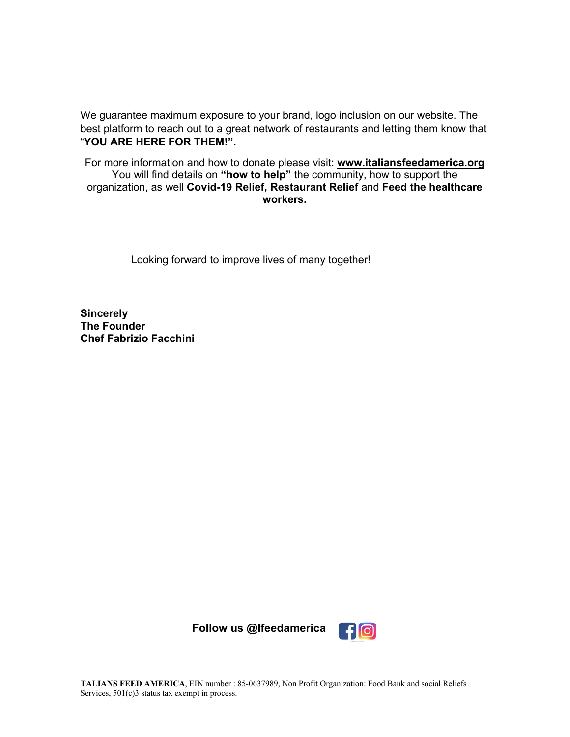We guarantee maximum exposure to your brand, logo inclusion on our website. The best platform to reach out to a great network of restaurants and letting them know that "**YOU ARE HERE FOR THEM!".**

For more information and how to donate please visit: **www.italiansfeedamerica.org** You will find details on **"how to help"** the community, how to support the organization, as well **Covid-19 Relief, Restaurant Relief** and **Feed the healthcare workers.**

Looking forward to improve lives of many together!

**Sincerely**
**The Founder**
**Chef Fabrizio Facchini**

**Follow us @Ifeedamerica**

**TALIANS FEED AMERICA**, EIN number : 85-0637989, Non Profit Organization: Food Bank and social Reliefs Services, 501(c)3 status tax exempt in process.